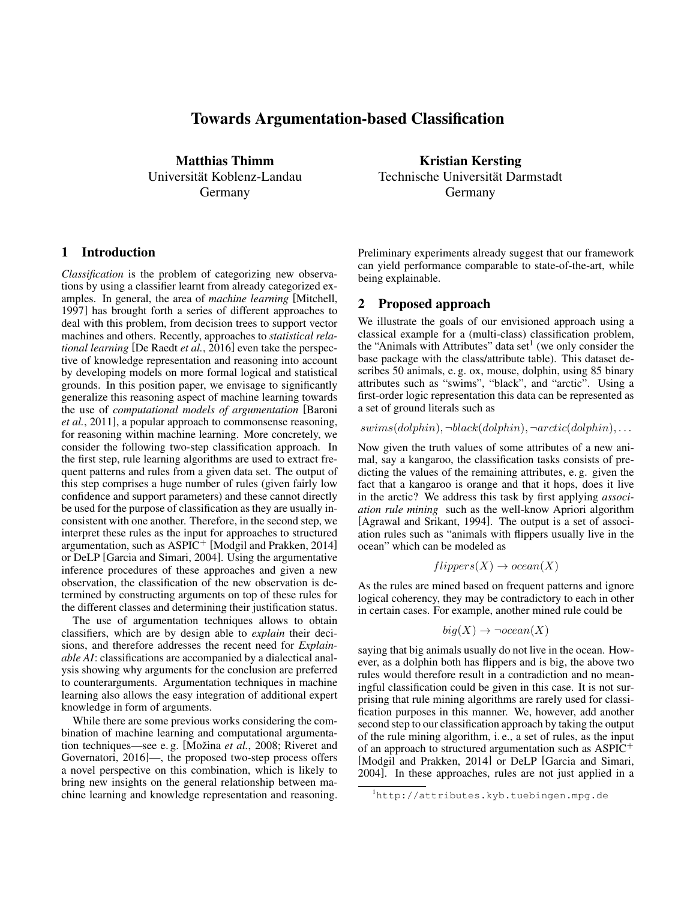# Towards Argumentation-based Classification

**Matthias Thimm**
Universität Koblenz-Landau
Germany

**Kristian Kersting**
Technische Universität Darmstadt
Germany

## 1 Introduction

*Classification* is the problem of categorizing new observations by using a classifier learnt from already categorized examples. In general, the area of *machine learning* [Mitchell, 1997] has brought forth a series of different approaches to deal with this problem, from decision trees to support vector machines and others. Recently, approaches to *statistical relational learning* [De Raedt *et al.*, 2016] even take the perspective of knowledge representation and reasoning into account by developing models on more formal logical and statistical grounds. In this position paper, we envisage to significantly generalize this reasoning aspect of machine learning towards the use of *computational models of argumentation* [Baroni *et al.*, 2011], a popular approach to commonsense reasoning, for reasoning within machine learning. More concretely, we consider the following two-step classification approach. In the first step, rule learning algorithms are used to extract frequent patterns and rules from a given data set. The output of this step comprises a huge number of rules (given fairly low confidence and support parameters) and these cannot directly be used for the purpose of classification as they are usually inconsistent with one another. Therefore, in the second step, we interpret these rules as the input for approaches to structured argumentation, such as $\text{ASPIC}^+$ [Modgil and Prakken, 2014] or DeLP [Garcia and Simari, 2004]. Using the argumentative inference procedures of these approaches and given a new observation, the classification of the new observation is determined by constructing arguments on top of these rules for the different classes and determining their justification status.

The use of argumentation techniques allows to obtain classifiers, which are by design able to *explain* their decisions, and therefore addresses the recent need for *Explainable AI*: classifications are accompanied by a dialectical analysis showing why arguments for the conclusion are preferred to counterarguments. Argumentation techniques in machine learning also allows the easy integration of additional expert knowledge in form of arguments.

While there are some previous works considering the combination of machine learning and computational argumentation techniques—see e. g. [Možina *et al.*, 2008; Riveret and Governatori, 2016]—, the proposed two-step process offers a novel perspective on this combination, which is likely to bring new insights on the general relationship between machine learning and knowledge representation and reasoning. Preliminary experiments already suggest that our framework can yield performance comparable to state-of-the-art, while being explainable.

## 2 Proposed approach

We illustrate the goals of our envisioned approach using a classical example for a (multi-class) classification problem, the "Animals with Attributes" data set[1] (we only consider the base package with the class/attribute table). This dataset describes 50 animals, e. g. ox, mouse, dolphin, using 85 binary attributes such as "swims", "black", and "arctic". Using a first-order logic representation this data can be represented as a set of ground literals such as

$$swims(dolphin), \neg black(dolphin), \neg arctic(dolphin), \ldots$$

Now given the truth values of some attributes of a new animal, say a kangaroo, the classification tasks consists of predicting the values of the remaining attributes, e. g. given the fact that a kangaroo is orange and that it hops, does it live in the arctic? We address this task by first applying *association rule mining* such as the well-know Apriori algorithm [Agrawal and Srikant, 1994]. The output is a set of association rules such as "animals with flippers usually live in the ocean" which can be modeled as

$$flippers(X) \rightarrow ocean(X)$$

As the rules are mined based on frequent patterns and ignore logical coherency, they may be contradictory to each in other in certain cases. For example, another mined rule could be

$$big(X) \rightarrow \neg ocean(X)$$

saying that big animals usually do not live in the ocean. However, as a dolphin both has flippers and is big, the above two rules would therefore result in a contradiction and no meaningful classification could be given in this case. It is not surprising that rule mining algorithms are rarely used for classification purposes in this manner. We, however, add another second step to our classification approach by taking the output of the rule mining algorithm, i. e., a set of rules, as the input of an approach to structured argumentation such as $\text{ASPIC}^+$ [Modgil and Prakken, 2014] or DeLP [Garcia and Simari, 2004]. In these approaches, rules are not just applied in a

[1] http://attributes.kyb.tuebingen.mpg.de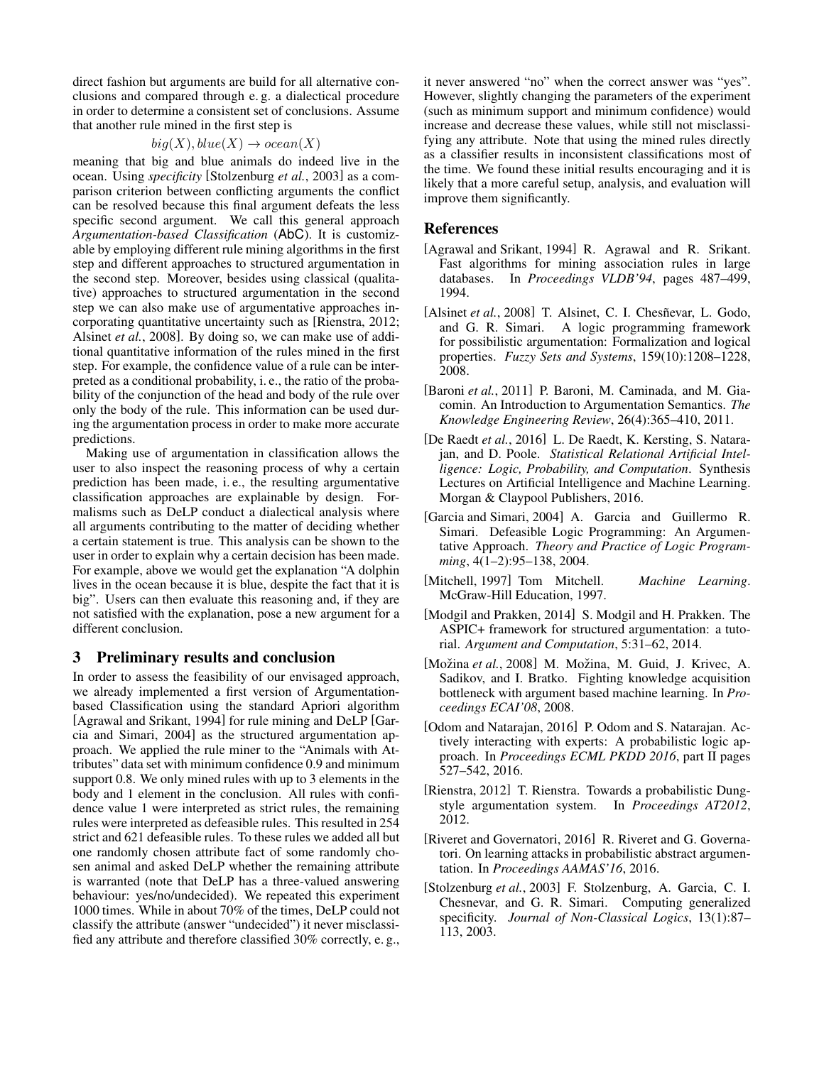direct fashion but arguments are build for all alternative conclusions and compared through e. g. a dialectical procedure in order to determine a consistent set of conclusions. Assume that another rule mined in the first step is

$$big(X), blue(X) \rightarrow ocean(X)$$

meaning that big and blue animals do indeed live in the ocean. Using *specificity* [Stolzenburg *et al.*, 2003] as a comparison criterion between conflicting arguments the conflict can be resolved because this final argument defeats the less specific second argument. We call this general approach *Argumentation-based Classification* (AbC). It is customizable by employing different rule mining algorithms in the first step and different approaches to structured argumentation in the second step. Moreover, besides using classical (qualitative) approaches to structured argumentation in the second step we can also make use of argumentative approaches incorporating quantitative uncertainty such as [Rienstra, 2012; Alsinet *et al.*, 2008]. By doing so, we can make use of additional quantitative information of the rules mined in the first step. For example, the confidence value of a rule can be interpreted as a conditional probability, i. e., the ratio of the probability of the conjunction of the head and body of the rule over only the body of the rule. This information can be used during the argumentation process in order to make more accurate predictions.

Making use of argumentation in classification allows the user to also inspect the reasoning process of why a certain prediction has been made, i. e., the resulting argumentative classification approaches are explainable by design. Formalisms such as DeLP conduct a dialectical analysis where all arguments contributing to the matter of deciding whether a certain statement is true. This analysis can be shown to the user in order to explain why a certain decision has been made. For example, above we would get the explanation "A dolphin lives in the ocean because it is blue, despite the fact that it is big". Users can then evaluate this reasoning and, if they are not satisfied with the explanation, pose a new argument for a different conclusion.

## 3 Preliminary results and conclusion

In order to assess the feasibility of our envisaged approach, we already implemented a first version of Argumentation-based Classification using the standard Apriori algorithm [Agrawal and Srikant, 1994] for rule mining and DeLP [Garcia and Simari, 2004] as the structured argumentation approach. We applied the rule miner to the "Animals with Attributes" data set with minimum confidence 0.9 and minimum support 0.8. We only mined rules with up to 3 elements in the body and 1 element in the conclusion. All rules with confidence value 1 were interpreted as strict rules, the remaining rules were interpreted as defeasible rules. This resulted in 254 strict and 621 defeasible rules. To these rules we added all but one randomly chosen attribute fact of some randomly chosen animal and asked DeLP whether the remaining attribute is warranted (note that DeLP has a three-valued answering behaviour: yes/no/undecided). We repeated this experiment 1000 times. While in about 70% of the times, DeLP could not classify the attribute (answer "undecided") it never misclassified any attribute and therefore classified 30% correctly, e. g., it never answered "no" when the correct answer was "yes". However, slightly changing the parameters of the experiment (such as minimum support and minimum confidence) would increase and decrease these values, while still not misclassifying any attribute. Note that using the mined rules directly as a classifier results in inconsistent classifications most of the time. We found these initial results encouraging and it is likely that a more careful setup, analysis, and evaluation will improve them significantly.

## References

[Agrawal and Srikant, 1994] R. Agrawal and R. Srikant. Fast algorithms for mining association rules in large databases. In *Proceedings VLDB'94*, pages 487–499, 1994.

[Alsinet *et al.*, 2008] T. Alsinet, C. I. Chesñevar, L. Godo, and G. R. Simari. A logic programming framework for possibilistic argumentation: Formalization and logical properties. *Fuzzy Sets and Systems*, 159(10):1208–1228, 2008.

[Baroni *et al.*, 2011] P. Baroni, M. Caminada, and M. Giacomin. An Introduction to Argumentation Semantics. *The Knowledge Engineering Review*, 26(4):365–410, 2011.

[De Raedt *et al.*, 2016] L. De Raedt, K. Kersting, S. Natarajan, and D. Poole. *Statistical Relational Artificial Intelligence: Logic, Probability, and Computation*. Synthesis Lectures on Artificial Intelligence and Machine Learning. Morgan & Claypool Publishers, 2016.

[Garcia and Simari, 2004] A. Garcia and Guillermo R. Simari. Defeasible Logic Programming: An Argumentative Approach. *Theory and Practice of Logic Programming*, 4(1–2):95–138, 2004.

[Mitchell, 1997] Tom Mitchell. *Machine Learning*. McGraw-Hill Education, 1997.

[Modgil and Prakken, 2014] S. Modgil and H. Prakken. The ASPIC+ framework for structured argumentation: a tutorial. *Argument and Computation*, 5:31–62, 2014.

[Možina *et al.*, 2008] M. Možina, M. Guid, J. Krivec, A. Sadikov, and I. Bratko. Fighting knowledge acquisition bottleneck with argument based machine learning. In *Proceedings ECAI'08*, 2008.

[Odom and Natarajan, 2016] P. Odom and S. Natarajan. Actively interacting with experts: A probabilistic logic approach. In *Proceedings ECML PKDD 2016*, part II pages 527–542, 2016.

[Rienstra, 2012] T. Rienstra. Towards a probabilistic Dung-style argumentation system. In *Proceedings AT2012*, 2012.

[Riveret and Governatori, 2016] R. Riveret and G. Governatori. On learning attacks in probabilistic abstract argumentation. In *Proceedings AAMAS'16*, 2016.

[Stolzenburg *et al.*, 2003] F. Stolzenburg, A. Garcia, C. I. Chesnevar, and G. R. Simari. Computing generalized specificity. *Journal of Non-Classical Logics*, 13(1):87–113, 2003.